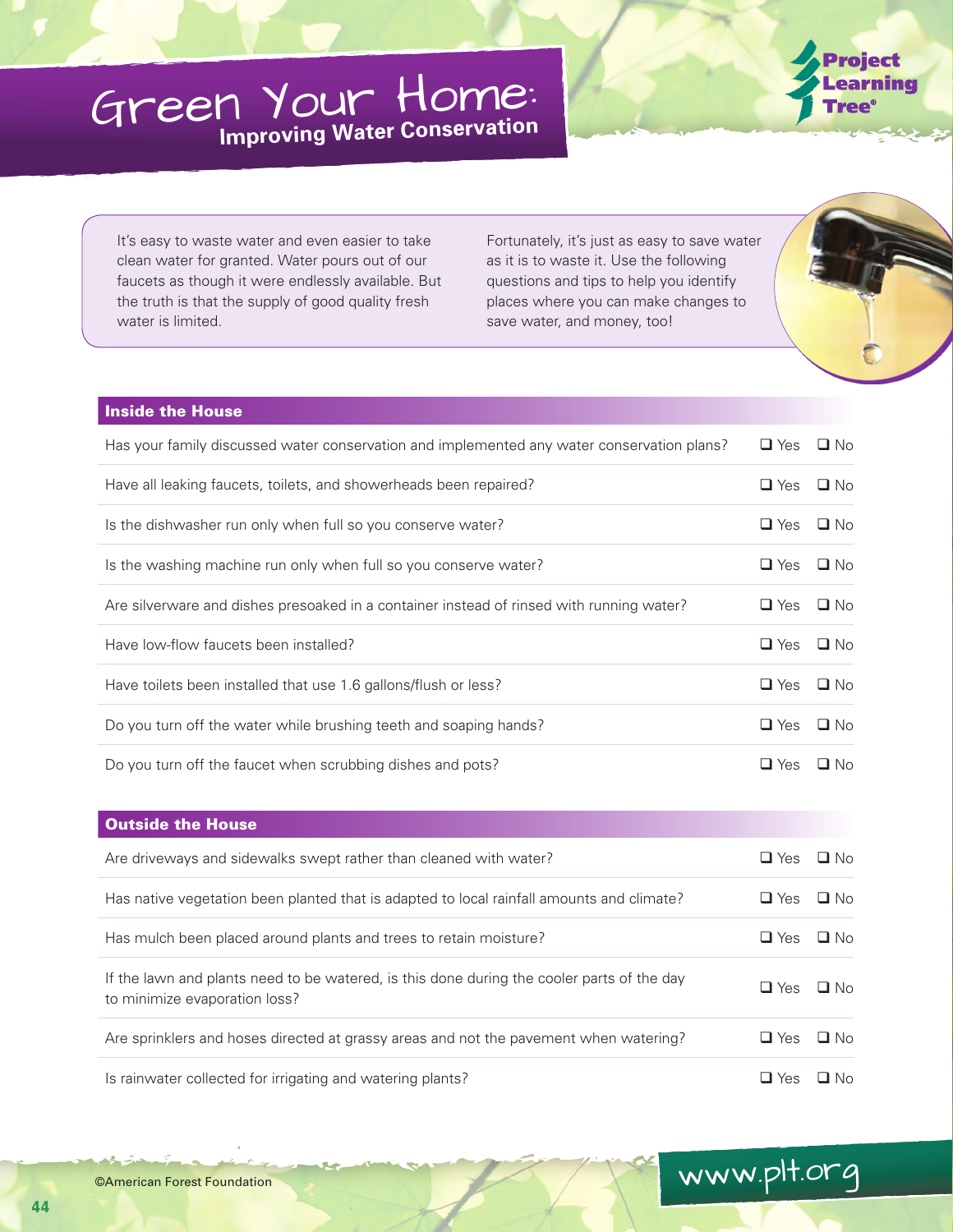# Green Your Home:
## Improving Water Conservation

Project Learning Tree®

It's easy to waste water and even easier to take clean water for granted. Water pours out of our faucets as though it were endlessly available. But the truth is that the supply of good quality fresh water is limited.

Fortunately, it's just as easy to save water as it is to waste it. Use the following questions and tips to help you identify places where you can make changes to save water, and money, too!

| Inside the House | | |
|---|---|---|
| Has your family discussed water conservation and implemented any water conservation plans? | ❑ Yes | ❑ No |
| Have all leaking faucets, toilets, and showerheads been repaired? | ❑ Yes | ❑ No |
| Is the dishwasher run only when full so you conserve water? | ❑ Yes | ❑ No |
| Is the washing machine run only when full so you conserve water? | ❑ Yes | ❑ No |
| Are silverware and dishes presoaked in a container instead of rinsed with running water? | ❑ Yes | ❑ No |
| Have low-flow faucets been installed? | ❑ Yes | ❑ No |
| Have toilets been installed that use 1.6 gallons/flush or less? | ❑ Yes | ❑ No |
| Do you turn off the water while brushing teeth and soaping hands? | ❑ Yes | ❑ No |
| Do you turn off the faucet when scrubbing dishes and pots? | ❑ Yes | ❑ No |

| Outside the House | | |
|---|---|---|
| Are driveways and sidewalks swept rather than cleaned with water? | ❑ Yes | ❑ No |
| Has native vegetation been planted that is adapted to local rainfall amounts and climate? | ❑ Yes | ❑ No |
| Has mulch been placed around plants and trees to retain moisture? | ❑ Yes | ❑ No |
| If the lawn and plants need to be watered, is this done during the cooler parts of the day to minimize evaporation loss? | ❑ Yes | ❑ No |
| Are sprinklers and hoses directed at grassy areas and not the pavement when watering? | ❑ Yes | ❑ No |
| Is rainwater collected for irrigating and watering plants? | ❑ Yes | ❑ No |

©American Forest Foundation

www.plt.org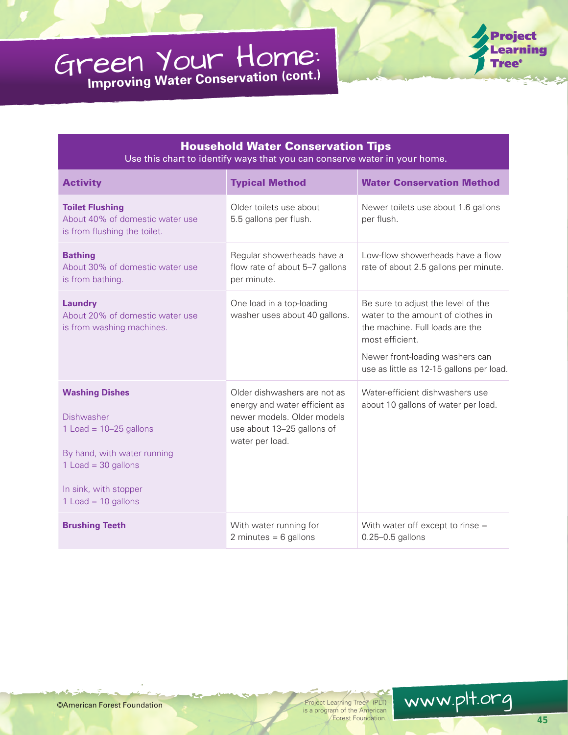# Green Your Home: Improving Water Conservation (cont.)

## Household Water Conservation Tips

Use this chart to identify ways that you can conserve water in your home.

| Activity | Typical Method | Water Conservation Method |
|---|---|---|
| **Toilet Flushing**<br>About 40% of domestic water use is from flushing the toilet. | Older toilets use about 5.5 gallons per flush. | Newer toilets use about 1.6 gallons per flush. |
| **Bathing**<br>About 30% of domestic water use is from bathing. | Regular showerheads have a flow rate of about 5–7 gallons per minute. | Low-flow showerheads have a flow rate of about 2.5 gallons per minute. |
| **Laundry**<br>About 20% of domestic water use is from washing machines. | One load in a top-loading washer uses about 40 gallons. | Be sure to adjust the level of the water to the amount of clothes in the machine. Full loads are the most efficient.<br><br>Newer front-loading washers can use as little as 12-15 gallons per load. |
| **Washing Dishes**<br><br>Dishwasher<br>1 Load = 10–25 gallons<br><br>By hand, with water running<br>1 Load = 30 gallons<br><br>In sink, with stopper<br>1 Load = 10 gallons | Older dishwashers are not as energy and water efficient as newer models. Older models use about 13–25 gallons of water per load. | Water-efficient dishwashers use about 10 gallons of water per load. |
| **Brushing Teeth** | With water running for 2 minutes = 6 gallons | With water off except to rinse = 0.25–0.5 gallons |

©American Forest Foundation

Project Learning Tree® (PLT) is a program of the American Forest Foundation.

www.plt.org